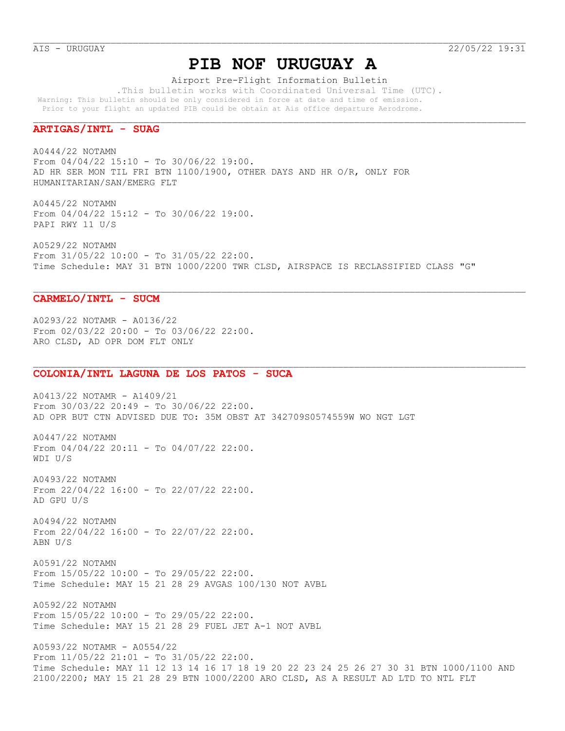AIS - URUGUAY 22/05/22 19:31

# PIB NOF URUGUAY A

Airport Pre-Flight Information Bulletin

.This bulletin works with Coordinated Universal Time (UTC).

Warning: This bulletin should be only considered in force at date and time of emission.
Prior to your flight an updated PIB could be obtain at Ais office departure Aerodrome.

## ARTIGAS/INTL - SUAG

A0444/22 NOTAMN
From 04/04/22 15:10 - To 30/06/22 19:00.
AD HR SER MON TIL FRI BTN 1100/1900, OTHER DAYS AND HR O/R, ONLY FOR HUMANITARIAN/SAN/EMERG FLT

A0445/22 NOTAMN
From 04/04/22 15:12 - To 30/06/22 19:00.
PAPI RWY 11 U/S

A0529/22 NOTAMN
From 31/05/22 10:00 - To 31/05/22 22:00.
Time Schedule: MAY 31 BTN 1000/2200 TWR CLSD, AIRSPACE IS RECLASSIFIED CLASS "G"

## CARMELO/INTL - SUCM

A0293/22 NOTAMR - A0136/22
From 02/03/22 20:00 - To 03/06/22 22:00.
ARO CLSD, AD OPR DOM FLT ONLY

## COLONIA/INTL LAGUNA DE LOS PATOS - SUCA

A0413/22 NOTAMR - A1409/21
From 30/03/22 20:49 - To 30/06/22 22:00.
AD OPR BUT CTN ADVISED DUE TO: 35M OBST AT 342709S0574559W WO NGT LGT

A0447/22 NOTAMN
From 04/04/22 20:11 - To 04/07/22 22:00.
WDI U/S

A0493/22 NOTAMN
From 22/04/22 16:00 - To 22/07/22 22:00.
AD GPU U/S

A0494/22 NOTAMN
From 22/04/22 16:00 - To 22/07/22 22:00.
ABN U/S

A0591/22 NOTAMN
From 15/05/22 10:00 - To 29/05/22 22:00.
Time Schedule: MAY 15 21 28 29 AVGAS 100/130 NOT AVBL

A0592/22 NOTAMN
From 15/05/22 10:00 - To 29/05/22 22:00.
Time Schedule: MAY 15 21 28 29 FUEL JET A-1 NOT AVBL

A0593/22 NOTAMR - A0554/22
From 11/05/22 21:01 - To 31/05/22 22:00.
Time Schedule: MAY 11 12 13 14 16 17 18 19 20 22 23 24 25 26 27 30 31 BTN 1000/1100 AND 2100/2200; MAY 15 21 28 29 BTN 1000/2200 ARO CLSD, AS A RESULT AD LTD TO NTL FLT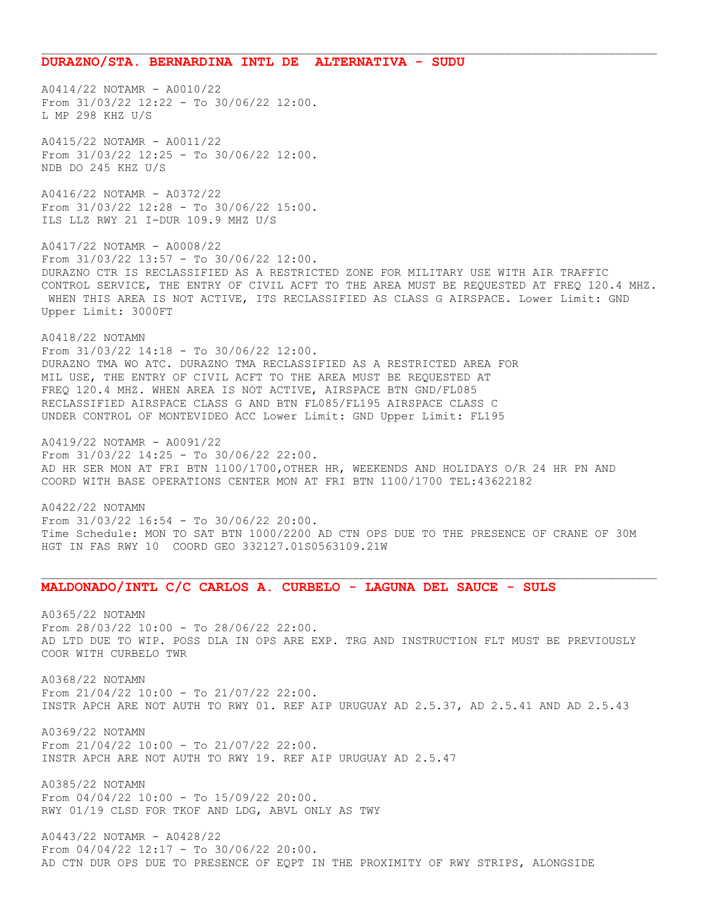## DURAZNO/STA. BERNARDINA INTL DE ALTERNATIVA - SUDU

A0414/22 NOTAMR - A0010/22
From 31/03/22 12:22 - To 30/06/22 12:00.
L MP 298 KHZ U/S

A0415/22 NOTAMR - A0011/22
From 31/03/22 12:25 - To 30/06/22 12:00.
NDB DO 245 KHZ U/S

A0416/22 NOTAMR - A0372/22
From 31/03/22 12:28 - To 30/06/22 15:00.
ILS LLZ RWY 21 I-DUR 109.9 MHZ U/S

A0417/22 NOTAMR - A0008/22
From 31/03/22 13:57 - To 30/06/22 12:00.
DURAZNO CTR IS RECLASSIFIED AS A RESTRICTED ZONE FOR MILITARY USE WITH AIR TRAFFIC CONTROL SERVICE, THE ENTRY OF CIVIL ACFT TO THE AREA MUST BE REQUESTED AT FREQ 120.4 MHZ. WHEN THIS AREA IS NOT ACTIVE, ITS RECLASSIFIED AS CLASS G AIRSPACE. Lower Limit: GND Upper Limit: 3000FT

A0418/22 NOTAMN
From 31/03/22 14:18 - To 30/06/22 12:00.
DURAZNO TMA WO ATC. DURAZNO TMA RECLASSIFIED AS A RESTRICTED AREA FOR MIL USE, THE ENTRY OF CIVIL ACFT TO THE AREA MUST BE REQUESTED AT FREQ 120.4 MHZ. WHEN AREA IS NOT ACTIVE, AIRSPACE BTN GND/FL085 RECLASSIFIED AIRSPACE CLASS G AND BTN FL085/FL195 AIRSPACE CLASS C UNDER CONTROL OF MONTEVIDEO ACC Lower Limit: GND Upper Limit: FL195

A0419/22 NOTAMR - A0091/22
From 31/03/22 14:25 - To 30/06/22 22:00.
AD HR SER MON AT FRI BTN 1100/1700,OTHER HR, WEEKENDS AND HOLIDAYS O/R 24 HR PN AND COORD WITH BASE OPERATIONS CENTER MON AT FRI BTN 1100/1700 TEL:43622182

A0422/22 NOTAMN
From 31/03/22 16:54 - To 30/06/22 20:00.
Time Schedule: MON TO SAT BTN 1000/2200 AD CTN OPS DUE TO THE PRESENCE OF CRANE OF 30M HGT IN FAS RWY 10 COORD GEO 332127.01S0563109.21W

## MALDONADO/INTL C/C CARLOS A. CURBELO - LAGUNA DEL SAUCE - SULS

A0365/22 NOTAMN
From 28/03/22 10:00 - To 28/06/22 22:00.
AD LTD DUE TO WIP. POSS DLA IN OPS ARE EXP. TRG AND INSTRUCTION FLT MUST BE PREVIOUSLY COOR WITH CURBELO TWR

A0368/22 NOTAMN
From 21/04/22 10:00 - To 21/07/22 22:00.
INSTR APCH ARE NOT AUTH TO RWY 01. REF AIP URUGUAY AD 2.5.37, AD 2.5.41 AND AD 2.5.43

A0369/22 NOTAMN
From 21/04/22 10:00 - To 21/07/22 22:00.
INSTR APCH ARE NOT AUTH TO RWY 19. REF AIP URUGUAY AD 2.5.47

A0385/22 NOTAMN
From 04/04/22 10:00 - To 15/09/22 20:00.
RWY 01/19 CLSD FOR TKOF AND LDG, ABVL ONLY AS TWY

A0443/22 NOTAMR - A0428/22
From 04/04/22 12:17 - To 30/06/22 20:00.
AD CTN DUR OPS DUE TO PRESENCE OF EQPT IN THE PROXIMITY OF RWY STRIPS, ALONGSIDE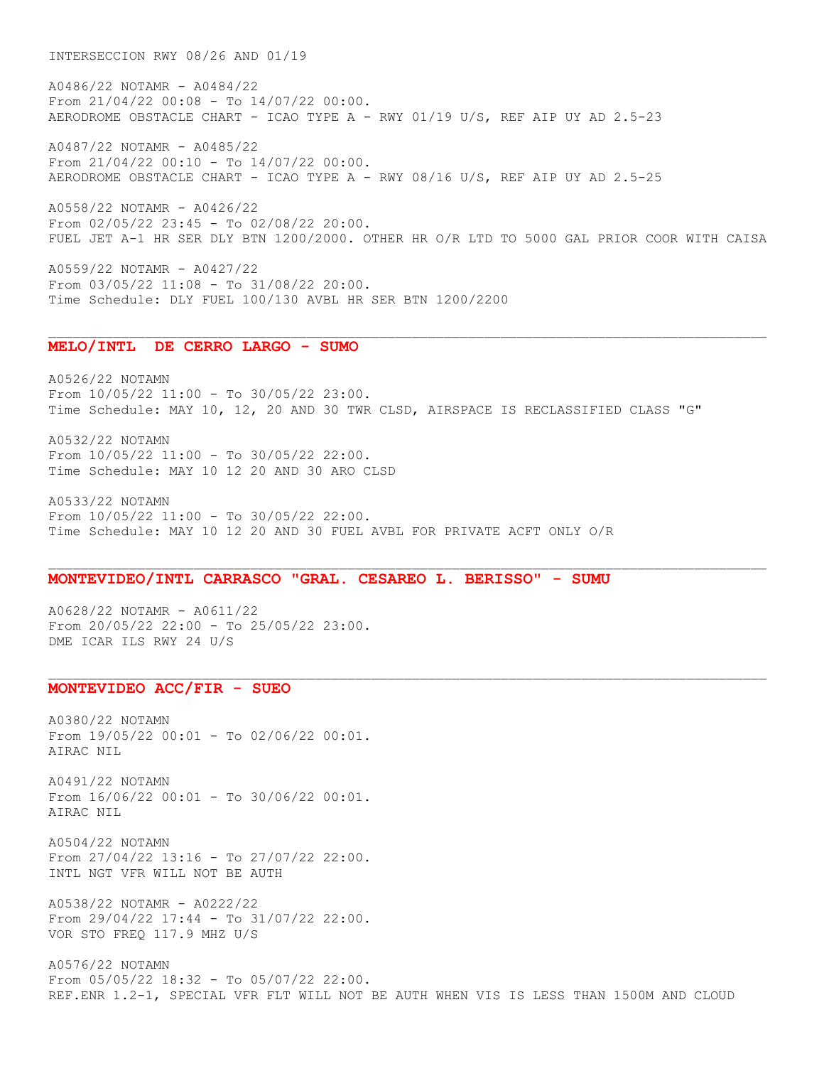INTERSECCION RWY 08/26 AND 01/19

A0486/22 NOTAMR - A0484/22
From 21/04/22 00:08 - To 14/07/22 00:00.
AERODROME OBSTACLE CHART - ICAO TYPE A - RWY 01/19 U/S, REF AIP UY AD 2.5-23

A0487/22 NOTAMR - A0485/22
From 21/04/22 00:10 - To 14/07/22 00:00.
AERODROME OBSTACLE CHART - ICAO TYPE A - RWY 08/16 U/S, REF AIP UY AD 2.5-25

A0558/22 NOTAMR - A0426/22
From 02/05/22 23:45 - To 02/08/22 20:00.
FUEL JET A-1 HR SER DLY BTN 1200/2000. OTHER HR O/R LTD TO 5000 GAL PRIOR COOR WITH CAISA

A0559/22 NOTAMR - A0427/22
From 03/05/22 11:08 - To 31/08/22 20:00.
Time Schedule: DLY FUEL 100/130 AVBL HR SER BTN 1200/2200

---

## MELO/INTL DE CERRO LARGO - SUMO

A0526/22 NOTAMN
From 10/05/22 11:00 - To 30/05/22 23:00.
Time Schedule: MAY 10, 12, 20 AND 30 TWR CLSD, AIRSPACE IS RECLASSIFIED CLASS "G"

A0532/22 NOTAMN
From 10/05/22 11:00 - To 30/05/22 22:00.
Time Schedule: MAY 10 12 20 AND 30 ARO CLSD

A0533/22 NOTAMN
From 10/05/22 11:00 - To 30/05/22 22:00.
Time Schedule: MAY 10 12 20 AND 30 FUEL AVBL FOR PRIVATE ACFT ONLY O/R

---

## MONTEVIDEO/INTL CARRASCO "GRAL. CESAREO L. BERISSO" - SUMU

A0628/22 NOTAMR - A0611/22
From 20/05/22 22:00 - To 25/05/22 23:00.
DME ICAR ILS RWY 24 U/S

---

## MONTEVIDEO ACC/FIR - SUEO

A0380/22 NOTAMN
From 19/05/22 00:01 - To 02/06/22 00:01.
AIRAC NIL

A0491/22 NOTAMN
From 16/06/22 00:01 - To 30/06/22 00:01.
AIRAC NIL

A0504/22 NOTAMN
From 27/04/22 13:16 - To 27/07/22 22:00.
INTL NGT VFR WILL NOT BE AUTH

A0538/22 NOTAMR - A0222/22
From 29/04/22 17:44 - To 31/07/22 22:00.
VOR STO FREQ 117.9 MHZ U/S

A0576/22 NOTAMN
From 05/05/22 18:32 - To 05/07/22 22:00.
REF.ENR 1.2-1, SPECIAL VFR FLT WILL NOT BE AUTH WHEN VIS IS LESS THAN 1500M AND CLOUD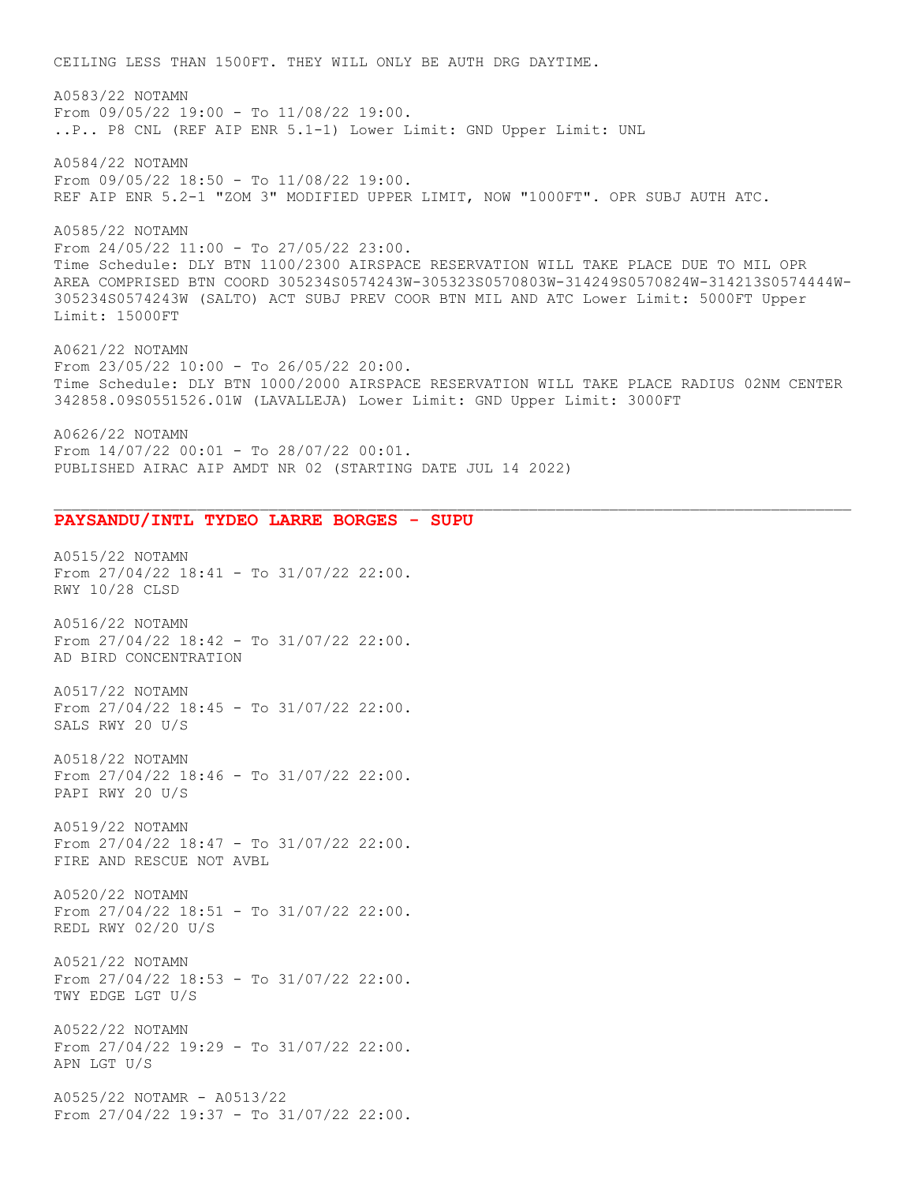CEILING LESS THAN 1500FT. THEY WILL ONLY BE AUTH DRG DAYTIME.

A0583/22 NOTAMN
From 09/05/22 19:00 - To 11/08/22 19:00.
..P.. P8 CNL (REF AIP ENR 5.1-1) Lower Limit: GND Upper Limit: UNL

A0584/22 NOTAMN
From 09/05/22 18:50 - To 11/08/22 19:00.
REF AIP ENR 5.2-1 "ZOM 3" MODIFIED UPPER LIMIT, NOW "1000FT". OPR SUBJ AUTH ATC.

A0585/22 NOTAMN
From 24/05/22 11:00 - To 27/05/22 23:00.
Time Schedule: DLY BTN 1100/2300 AIRSPACE RESERVATION WILL TAKE PLACE DUE TO MIL OPR AREA COMPRISED BTN COORD 305234S0574243W-305323S0570803W-314249S0570824W-314213S0574444W-305234S0574243W (SALTO) ACT SUBJ PREV COOR BTN MIL AND ATC Lower Limit: 5000FT Upper Limit: 15000FT

A0621/22 NOTAMN
From 23/05/22 10:00 - To 26/05/22 20:00.
Time Schedule: DLY BTN 1000/2000 AIRSPACE RESERVATION WILL TAKE PLACE RADIUS 02NM CENTER 342858.09S0551526.01W (LAVALLEJA) Lower Limit: GND Upper Limit: 3000FT

A0626/22 NOTAMN
From 14/07/22 00:01 - To 28/07/22 00:01.
PUBLISHED AIRAC AIP AMDT NR 02 (STARTING DATE JUL 14 2022)

---

## PAYSANDU/INTL TYDEO LARRE BORGES - SUPU

A0515/22 NOTAMN
From 27/04/22 18:41 - To 31/07/22 22:00.
RWY 10/28 CLSD

A0516/22 NOTAMN
From 27/04/22 18:42 - To 31/07/22 22:00.
AD BIRD CONCENTRATION

A0517/22 NOTAMN
From 27/04/22 18:45 - To 31/07/22 22:00.
SALS RWY 20 U/S

A0518/22 NOTAMN
From 27/04/22 18:46 - To 31/07/22 22:00.
PAPI RWY 20 U/S

A0519/22 NOTAMN
From 27/04/22 18:47 - To 31/07/22 22:00.
FIRE AND RESCUE NOT AVBL

A0520/22 NOTAMN
From 27/04/22 18:51 - To 31/07/22 22:00.
REDL RWY 02/20 U/S

A0521/22 NOTAMN
From 27/04/22 18:53 - To 31/07/22 22:00.
TWY EDGE LGT U/S

A0522/22 NOTAMN
From 27/04/22 19:29 - To 31/07/22 22:00.
APN LGT U/S

A0525/22 NOTAMR - A0513/22
From 27/04/22 19:37 - To 31/07/22 22:00.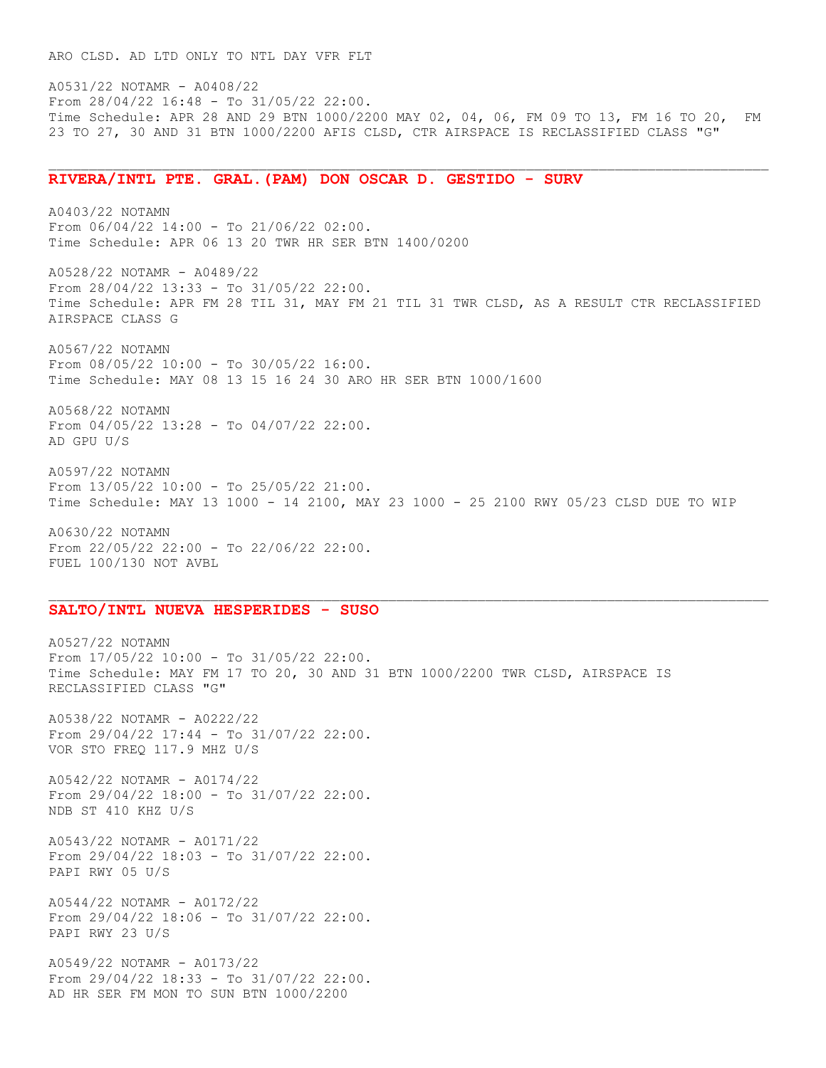ARO CLSD. AD LTD ONLY TO NTL DAY VFR FLT

A0531/22 NOTAMR - A0408/22
From 28/04/22 16:48 - To 31/05/22 22:00.
Time Schedule: APR 28 AND 29 BTN 1000/2200 MAY 02, 04, 06, FM 09 TO 13, FM 16 TO 20, FM 23 TO 27, 30 AND 31 BTN 1000/2200 AFIS CLSD, CTR AIRSPACE IS RECLASSIFIED CLASS "G"

---

## RIVERA/INTL PTE. GRAL.(PAM) DON OSCAR D. GESTIDO - SURV

A0403/22 NOTAMN
From 06/04/22 14:00 - To 21/06/22 02:00.
Time Schedule: APR 06 13 20 TWR HR SER BTN 1400/0200

A0528/22 NOTAMR - A0489/22
From 28/04/22 13:33 - To 31/05/22 22:00.
Time Schedule: APR FM 28 TIL 31, MAY FM 21 TIL 31 TWR CLSD, AS A RESULT CTR RECLASSIFIED AIRSPACE CLASS G

A0567/22 NOTAMN
From 08/05/22 10:00 - To 30/05/22 16:00.
Time Schedule: MAY 08 13 15 16 24 30 ARO HR SER BTN 1000/1600

A0568/22 NOTAMN
From 04/05/22 13:28 - To 04/07/22 22:00.
AD GPU U/S

A0597/22 NOTAMN
From 13/05/22 10:00 - To 25/05/22 21:00.
Time Schedule: MAY 13 1000 - 14 2100, MAY 23 1000 - 25 2100 RWY 05/23 CLSD DUE TO WIP

A0630/22 NOTAMN
From 22/05/22 22:00 - To 22/06/22 22:00.
FUEL 100/130 NOT AVBL

---

## SALTO/INTL NUEVA HESPERIDES - SUSO

A0527/22 NOTAMN
From 17/05/22 10:00 - To 31/05/22 22:00.
Time Schedule: MAY FM 17 TO 20, 30 AND 31 BTN 1000/2200 TWR CLSD, AIRSPACE IS RECLASSIFIED CLASS "G"

A0538/22 NOTAMR - A0222/22
From 29/04/22 17:44 - To 31/07/22 22:00.
VOR STO FREQ 117.9 MHZ U/S

A0542/22 NOTAMR - A0174/22
From 29/04/22 18:00 - To 31/07/22 22:00.
NDB ST 410 KHZ U/S

A0543/22 NOTAMR - A0171/22
From 29/04/22 18:03 - To 31/07/22 22:00.
PAPI RWY 05 U/S

A0544/22 NOTAMR - A0172/22
From 29/04/22 18:06 - To 31/07/22 22:00.
PAPI RWY 23 U/S

A0549/22 NOTAMR - A0173/22
From 29/04/22 18:33 - To 31/07/22 22:00.
AD HR SER FM MON TO SUN BTN 1000/2200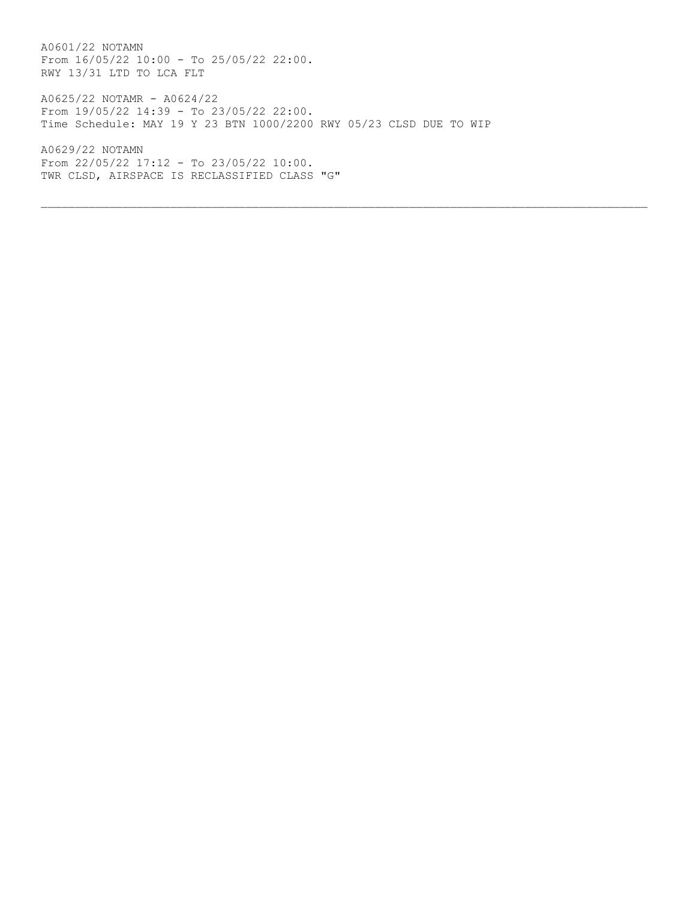A0601/22 NOTAMN
From 16/05/22 10:00 - To 25/05/22 22:00.
RWY 13/31 LTD TO LCA FLT

A0625/22 NOTAMR - A0624/22
From 19/05/22 14:39 - To 23/05/22 22:00.
Time Schedule: MAY 19 Y 23 BTN 1000/2200 RWY 05/23 CLSD DUE TO WIP

A0629/22 NOTAMN
From 22/05/22 17:12 - To 23/05/22 10:00.
TWR CLSD, AIRSPACE IS RECLASSIFIED CLASS "G"